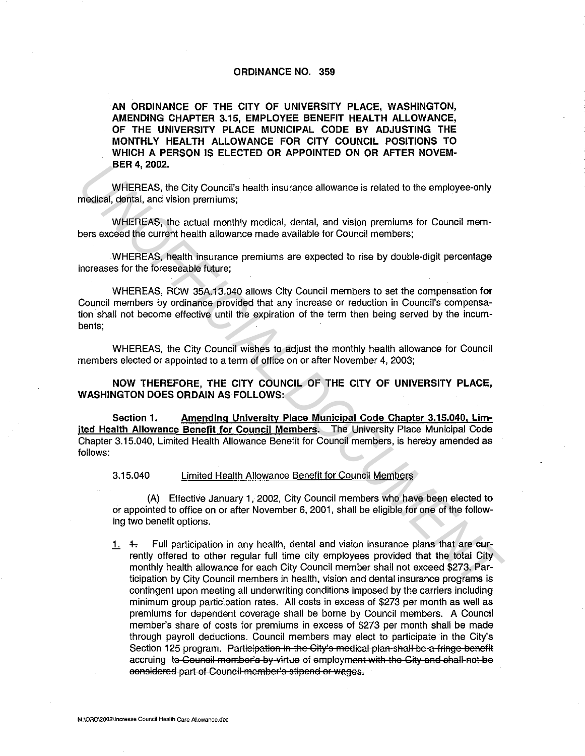**ORDINANCE NO. 359**

**AN ORDINANCE OF THE CITY OF UNIVERSITY PLACE, WASHINGTON, AMENDING CHAPTER 3.15, EMPLOYEE BENEFIT HEALTH ALLOWANCE, OF THE UNIVERSITY PLACE MUNICIPAL CODE BY ADJUSTING THE MONTHLY HEALTH ALLOWANCE FOR CITY COUNCIL POSITIONS TO WHICH A PERSON IS ELECTED OR APPOINTED ON OR AFTER NOVEMBER 4, 2002.**

WHEREAS, the City Council's health insurance allowance is related to the employee-only medical, dental, and vision premiums;

WHEREAS, the actual monthly medical, dental, and vision premiums for Council members exceed the current health allowance made available for Council members;

WHEREAS, health insurance premiums are expected to rise by double-digit percentage increases for the foreseeable future;

WHEREAS, RCW 35A.13.040 allows City Council members to set the compensation for Council members by ordinance provided that any increase or reduction in Council's compensation shall not become effective until the expiration of the term then being served by the incumbents;

WHEREAS, the City Council wishes to adjust the monthly health allowance for Council members elected or appointed to a term of office on or after November 4, 2003;

**NOW THEREFORE, THE CITY COUNCIL OF THE CITY OF UNIVERSITY PLACE, WASHINGTON DOES ORDAIN AS FOLLOWS:**

**Section 1.** **Amending University Place Municipal Code Chapter 3.15.040, Limited Health Allowance Benefit for Council Members**. The University Place Municipal Code Chapter 3.15.040, Limited Health Allowance Benefit for Council members, is hereby amended as follows:

3.15.040 Limited Health Allowance Benefit for Council Members

(A) Effective January 1, 2002, City Council members who have been elected to or appointed to office on or after November 6, 2001, shall be eligible for one of the following two benefit options.

1. ~~1.~~ Full participation in any health, dental and vision insurance plans that are currently offered to other regular full time city employees provided that the total City monthly health allowance for each City Council member shall not exceed $273. Participation by City Council members in health, vision and dental insurance programs is contingent upon meeting all underwriting conditions imposed by the carriers including minimum group participation rates. All costs in excess of $273 per month as well as premiums for dependent coverage shall be borne by Council members. A Council member's share of costs for premiums in excess of $273 per month shall be made through payroll deductions. Council members may elect to participate in the City's Section 125 program. ~~Participation in the City's medical plan shall be a fringe benefit accruing to Council member's by virtue of employment with the City and shall not be considered part of Council member's stipend or wages.~~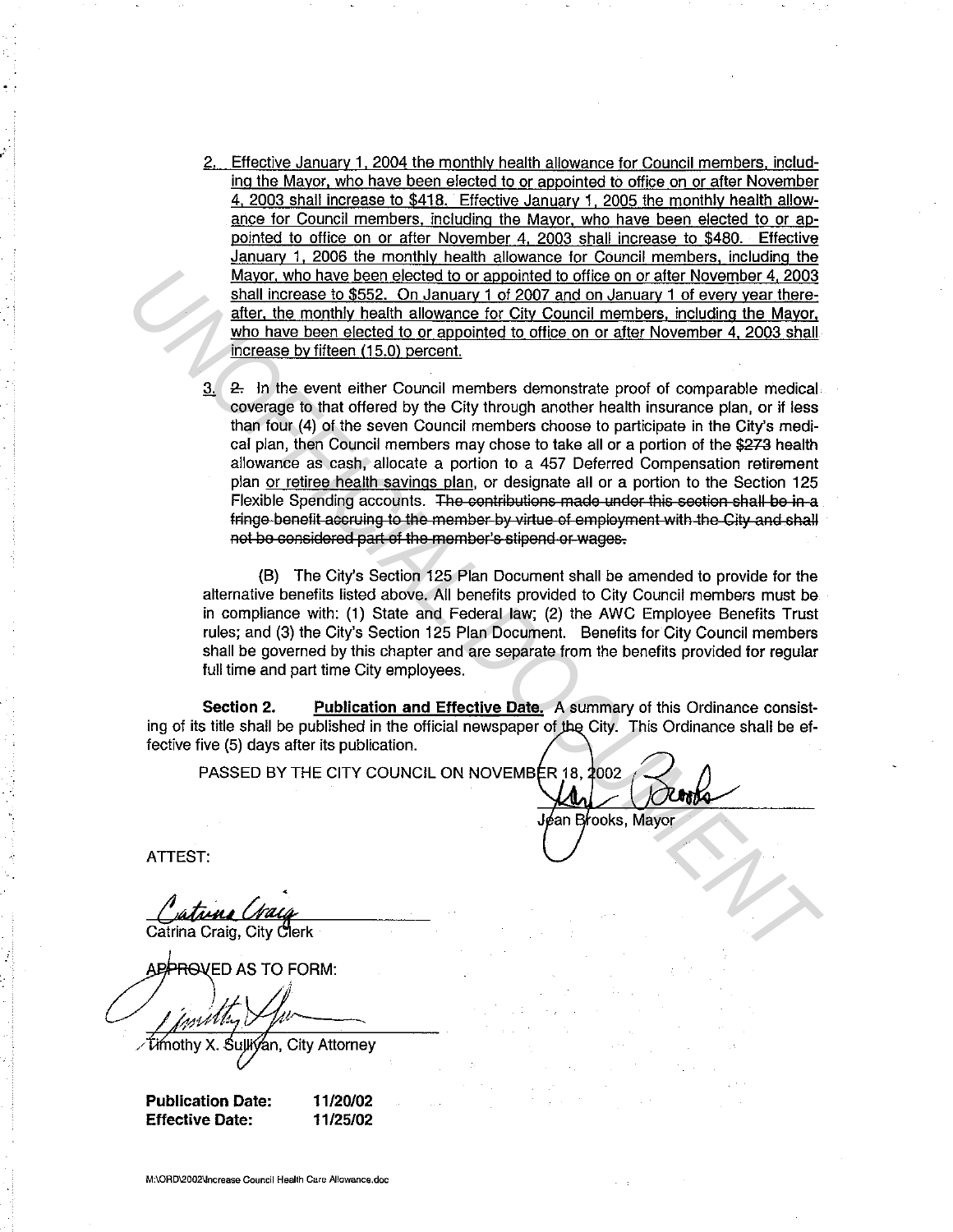2. Effective January 1, 2004 the monthly health allowance for Council members, including the Mayor, who have been elected to or appointed to office on or after November 4, 2003 shall increase to $418. Effective January 1, 2005 the monthly health allowance for Council members, including the Mayor, who have been elected to or appointed to office on or after November 4, 2003 shall increase to $480. Effective January 1, 2006 the monthly health allowance for Council members, including the Mayor, who have been elected to or appointed to office on or after November 4, 2003 shall increase to $552. On January 1 of 2007 and on January 1 of every year thereafter, the monthly health allowance for City Council members, including the Mayor, who have been elected to or appointed to office on or after November 4, 2003 shall increase by fifteen (15.0) percent.

3. ~~2.~~ In the event either Council members demonstrate proof of comparable medical coverage to that offered by the City through another health insurance plan, or if less than four (4) of the seven Council members choose to participate in the City's medical plan, then Council members may chose to take all or a portion of the ~~$273~~ health allowance as cash, allocate a portion to a 457 Deferred Compensation retirement plan or retiree health savings plan, or designate all or a portion to the Section 125 Flexible Spending accounts. ~~The contributions made under this section shall be in a fringe benefit accruing to the member by virtue of employment with the City and shall not be considered part of the member's stipend or wages.~~

(B) The City's Section 125 Plan Document shall be amended to provide for the alternative benefits listed above. All benefits provided to City Council members must be in compliance with: (1) State and Federal law; (2) the AWC Employee Benefits Trust rules; and (3) the City's Section 125 Plan Document. Benefits for City Council members shall be governed by this chapter and are separate from the benefits provided for regular full time and part time City employees.

**Section 2.** **Publication and Effective Date.** A summary of this Ordinance consisting of its title shall be published in the official newspaper of the City. This Ordinance shall be effective five (5) days after its publication.

PASSED BY THE CITY COUNCIL ON NOVEMBER 18, 2002

Jean Brooks, Mayor

ATTEST:

Catrina Craig, City Clerk

APPROVED AS TO FORM:

Timothy X. Sullivan, City Attorney

**Publication Date:** 11/20/02
**Effective Date:** 11/25/02

M:\ORD\2002\Increase Council Health Care Allowance.doc